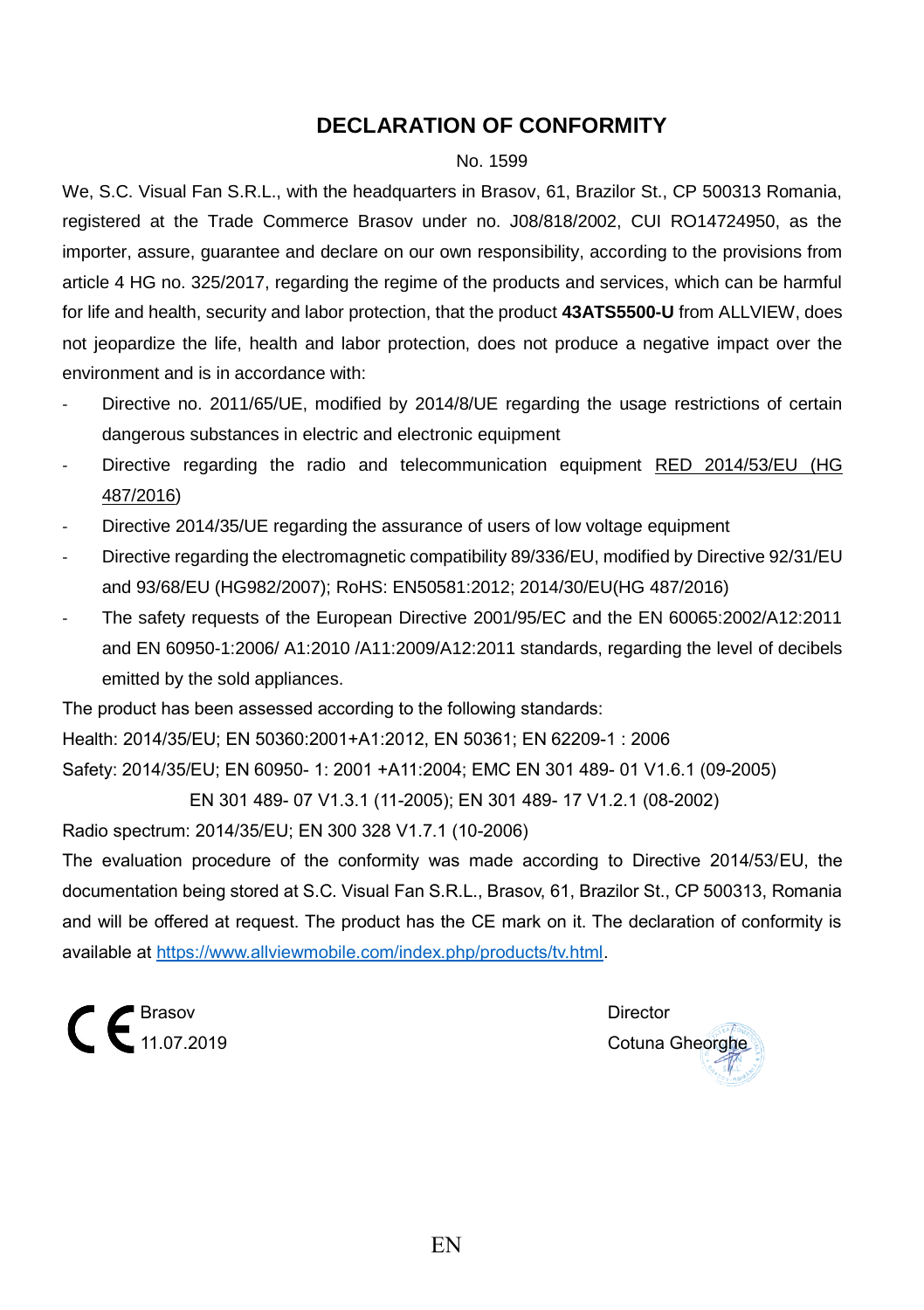# DECLARATION OF CONFORMITY

No. 1599

We, S.C. Visual Fan S.R.L., with the headquarters in Brasov, 61, Brazilor St., CP 500313 Romania, registered at the Trade Commerce Brasov under no. J08/818/2002, CUI RO14724950, as the importer, assure, guarantee and declare on our own responsibility, according to the provisions from article 4 HG no. 325/2017, regarding the regime of the products and services, which can be harmful for life and health, security and labor protection, that the product **43ATS5500-U** from ALLVIEW, does not jeopardize the life, health and labor protection, does not produce a negative impact over the environment and is in accordance with:

- Directive no. 2011/65/UE, modified by 2014/8/UE regarding the usage restrictions of certain dangerous substances in electric and electronic equipment
- Directive regarding the radio and telecommunication equipment RED 2014/53/EU (HG 487/2016)
- Directive 2014/35/UE regarding the assurance of users of low voltage equipment
- Directive regarding the electromagnetic compatibility 89/336/EU, modified by Directive 92/31/EU and 93/68/EU (HG982/2007); RoHS: EN50581:2012; 2014/30/EU(HG 487/2016)
- The safety requests of the European Directive 2001/95/EC and the EN 60065:2002/A12:2011 and EN 60950-1:2006/ A1:2010 /A11:2009/A12:2011 standards, regarding the level of decibels emitted by the sold appliances.

The product has been assessed according to the following standards:

Health: 2014/35/EU; EN 50360:2001+A1:2012, EN 50361; EN 62209-1 : 2006

Safety: 2014/35/EU; EN 60950- 1: 2001 +A11:2004; EMC EN 301 489- 01 V1.6.1 (09-2005)

EN 301 489- 07 V1.3.1 (11-2005); EN 301 489- 17 V1.2.1 (08-2002)

Radio spectrum: 2014/35/EU; EN 300 328 V1.7.1 (10-2006)

The evaluation procedure of the conformity was made according to Directive 2014/53/EU, the documentation being stored at S.C. Visual Fan S.R.L., Brasov, 61, Brazilor St., CP 500313, Romania and will be offered at request. The product has the CE mark on it. The declaration of conformity is available at https://www.allviewmobile.com/index.php/products/tv.html.

CE

Brasov
11.07.2019

Director
Cotuna Gheorghe

EN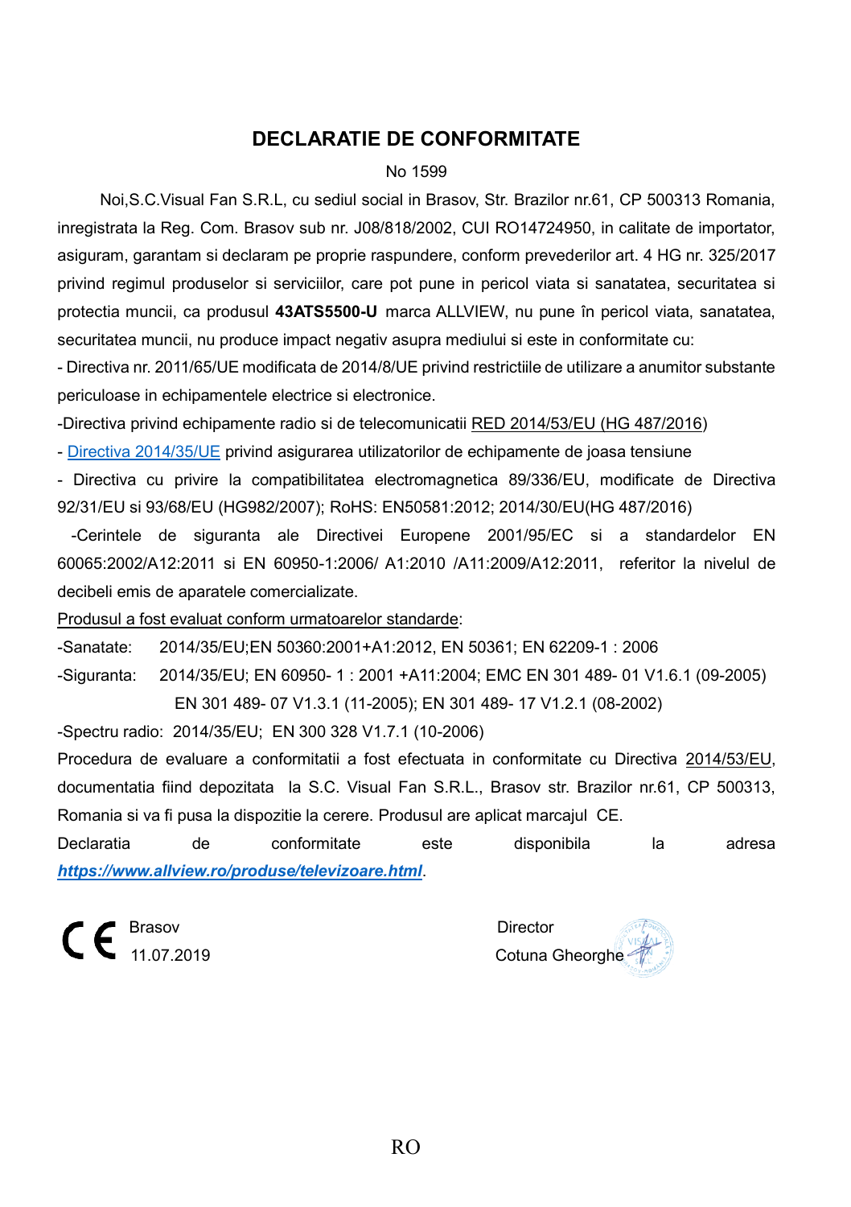# DECLARATIE DE CONFORMITATE

No 1599

Noi,S.C.Visual Fan S.R.L, cu sediul social in Brasov, Str. Brazilor nr.61, CP 500313 Romania, inregistrata la Reg. Com. Brasov sub nr. J08/818/2002, CUI RO14724950, in calitate de importator, asiguram, garantam si declaram pe proprie raspundere, conform prevederilor art. 4 HG nr. 325/2017 privind regimul produselor si serviciilor, care pot pune in pericol viata si sanatatea, securitatea si protectia muncii, ca produsul **43ATS5500-U** marca ALLVIEW, nu pune în pericol viata, sanatatea, securitatea muncii, nu produce impact negativ asupra mediului si este in conformitate cu:

- Directiva nr. 2011/65/UE modificata de 2014/8/UE privind restrictiile de utilizare a anumitor substante periculoase in echipamentele electrice si electronice.

-Directiva privind echipamente radio si de telecomunicatii RED 2014/53/EU (HG 487/2016)

- Directiva 2014/35/UE privind asigurarea utilizatorilor de echipamente de joasa tensiune

- Directiva cu privire la compatibilitatea electromagnetica 89/336/EU, modificate de Directiva 92/31/EU si 93/68/EU (HG982/2007); RoHS: EN50581:2012; 2014/30/EU(HG 487/2016)

-Cerintele de siguranta ale Directivei Europene 2001/95/EC si a standardelor EN 60065:2002/A12:2011 si EN 60950-1:2006/ A1:2010 /A11:2009/A12:2011, referitor la nivelul de decibeli emis de aparatele comercializate.

Produsul a fost evaluat conform urmatoarelor standarde:

-Sanatate: 2014/35/EU;EN 50360:2001+A1:2012, EN 50361; EN 62209-1 : 2006

-Siguranta: 2014/35/EU; EN 60950- 1 : 2001 +A11:2004; EMC EN 301 489- 01 V1.6.1 (09-2005) EN 301 489- 07 V1.3.1 (11-2005); EN 301 489- 17 V1.2.1 (08-2002)

-Spectru radio: 2014/35/EU; EN 300 328 V1.7.1 (10-2006)

Procedura de evaluare a conformitatii a fost efectuata in conformitate cu Directiva 2014/53/EU, documentatia fiind depozitata la S.C. Visual Fan S.R.L., Brasov str. Brazilor nr.61, CP 500313, Romania si va fi pusa la dispozitie la cerere. Produsul are aplicat marcajul CE.

Declaratia de conformitate este disponibila la adresa ***https://www.allview.ro/produse/televizoare.html***.

CE Brasov
11.07.2019

Director
Cotuna Gheorghe

RO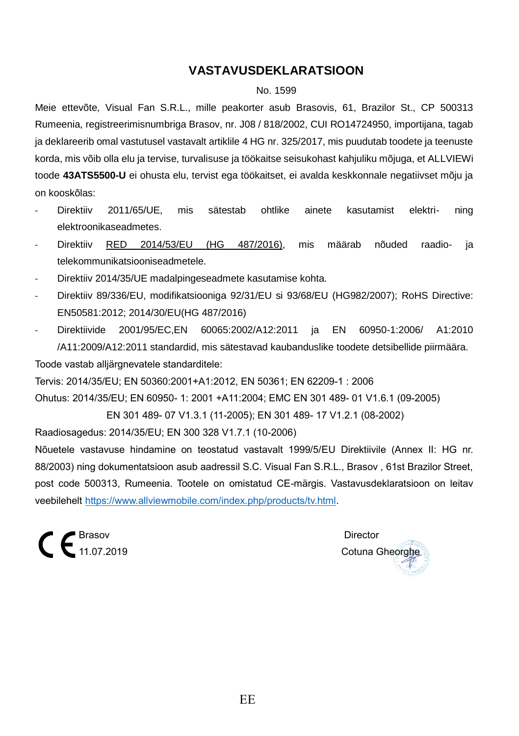# VASTAVUSDEKLARATSIOON

No. 1599

Meie ettevõte, Visual Fan S.R.L., mille peakorter asub Brasovis, 61, Brazilor St., CP 500313 Rumeenia, registreerimisnumbriga Brasov, nr. J08 / 818/2002, CUI RO14724950, importijana, tagab ja deklareerib omal vastutusel vastavalt artiklile 4 HG nr. 325/2017, mis puudutab toodete ja teenuste korda, mis võib olla elu ja tervise, turvalisuse ja töökaitse seisukohast kahjuliku mõjuga, et ALLVIEWi toode **43ATS5500-U** ei ohusta elu, tervist ega töökaitset, ei avalda keskkonnale negatiivset mõju ja on kooskõlas:

- Direktiiv 2011/65/UE, mis sätestab ohtlike ainete kasutamist elektri- ning elektroonikaseadmetes.
- Direktiiv RED 2014/53/EU (HG 487/2016), mis määrab nõuded raadio- ja telekommunikatsiooniseadmetele.
- Direktiiv 2014/35/UE madalpingeseadmete kasutamise kohta.
- Direktiiv 89/336/EU, modifikatsiooniga 92/31/EU si 93/68/EU (HG982/2007); RoHS Directive: EN50581:2012; 2014/30/EU(HG 487/2016)
- Direktiivide 2001/95/EC,EN 60065:2002/A12:2011 ja EN 60950-1:2006/ A1:2010 /A11:2009/A12:2011 standardid, mis sätestavad kaubanduslike toodete detsibellide piirmäära.

Toode vastab alljärgnevatele standarditele:

Tervis: 2014/35/EU; EN 50360:2001+A1:2012, EN 50361; EN 62209-1 : 2006

Ohutus: 2014/35/EU; EN 60950- 1: 2001 +A11:2004; EMC EN 301 489- 01 V1.6.1 (09-2005)

EN 301 489- 07 V1.3.1 (11-2005); EN 301 489- 17 V1.2.1 (08-2002)

Raadiosagedus: 2014/35/EU; EN 300 328 V1.7.1 (10-2006)

Nõuetele vastavuse hindamine on teostatud vastavalt 1999/5/EU Direktiivile (Annex II: HG nr. 88/2003) ning dokumentatsioon asub aadressil S.C. Visual Fan S.R.L., Brasov , 61st Brazilor Street, post code 500313, Rumeenia. Tootele on omistatud CE-märgis. Vastavusdeklaratsioon on leitav veebilehelt https://www.allviewmobile.com/index.php/products/tv.html.

CE Brasov
11.07.2019

Director
Cotuna Gheorghe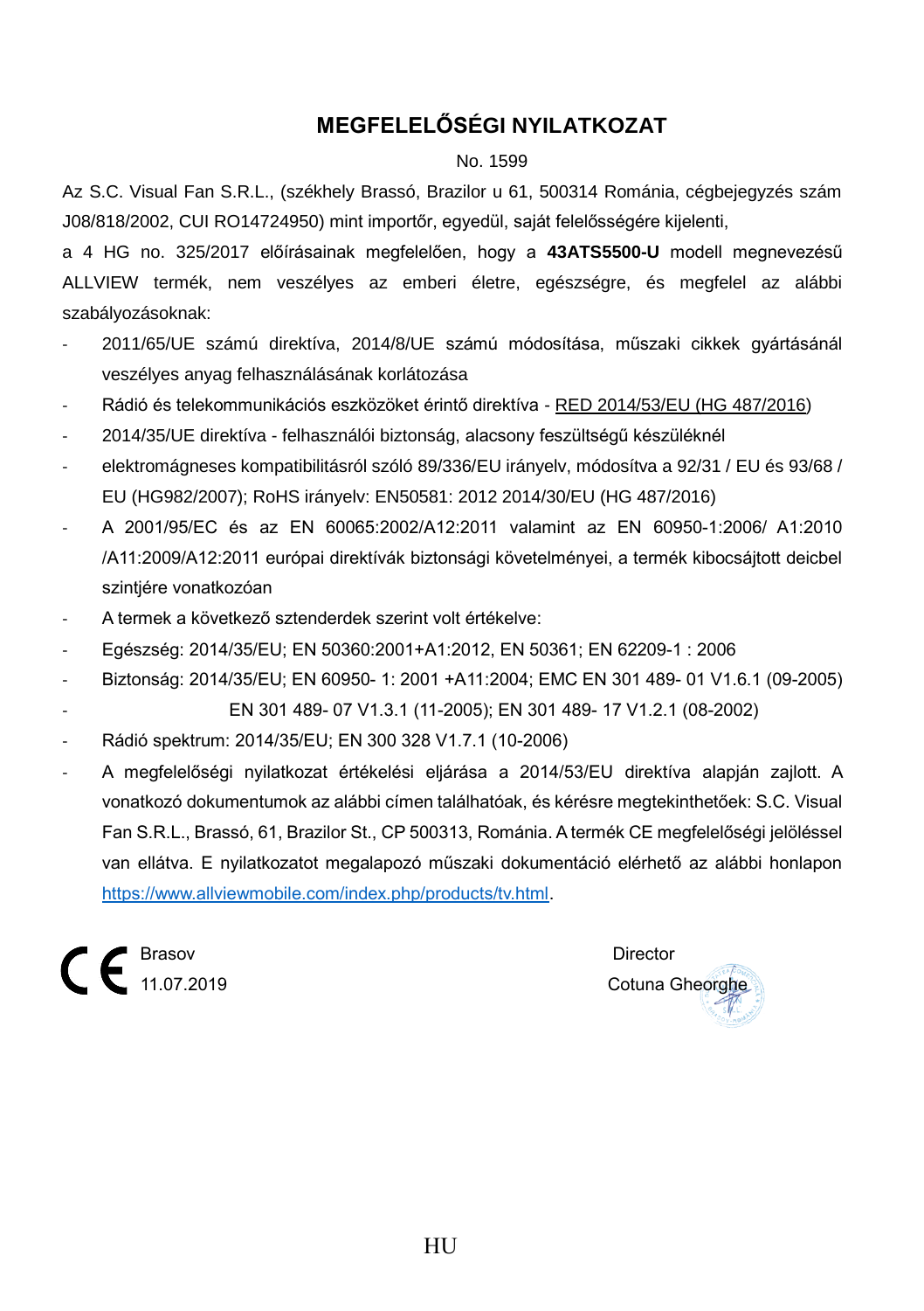# MEGFELELŐSÉGI NYILATKOZAT

No. 1599

Az S.C. Visual Fan S.R.L., (székhely Brassó, Brazilor u 61, 500314 Románia, cégbejegyzés szám J08/818/2002, CUI RO14724950) mint importőr, egyedül, saját felelősségére kijelenti,

a 4 HG no. 325/2017 előírásainak megfelelően, hogy a **43ATS5500-U** modell megnevezésű ALLVIEW termék, nem veszélyes az emberi életre, egészségre, és megfelel az alábbi szabályozásoknak:

- 2011/65/UE számú direktíva, 2014/8/UE számú módosítása, műszaki cikkek gyártásánál veszélyes anyag felhasználásának korlátozása
- Rádió és telekommunikációs eszközöket érintő direktíva - RED 2014/53/EU (HG 487/2016)
- 2014/35/UE direktíva - felhasználói biztonság, alacsony feszültségű készüléknél
- elektromágneses kompatibilitásról szóló 89/336/EU irányelv, módosítva a 92/31 / EU és 93/68 / EU (HG982/2007); RoHS irányelv: EN50581: 2012 2014/30/EU (HG 487/2016)
- A 2001/95/EC és az EN 60065:2002/A12:2011 valamint az EN 60950-1:2006/ A1:2010 /A11:2009/A12:2011 európai direktívák biztonsági követelményei, a termék kibocsájtott deicbel szintjére vonatkozóan
- A termek a következő sztenderdek szerint volt értékelve:
- Egészség: 2014/35/EU; EN 50360:2001+A1:2012, EN 50361; EN 62209-1 : 2006
- Biztonság: 2014/35/EU; EN 60950- 1: 2001 +A11:2004; EMC EN 301 489- 01 V1.6.1 (09-2005)
- EN 301 489- 07 V1.3.1 (11-2005); EN 301 489- 17 V1.2.1 (08-2002)
- Rádió spektrum: 2014/35/EU; EN 300 328 V1.7.1 (10-2006)
- A megfelelőségi nyilatkozat értékelési eljárása a 2014/53/EU direktíva alapján zajlott. A vonatkozó dokumentumok az alábbi címen találhatóak, és kérésre megtekinthetőek: S.C. Visual Fan S.R.L., Brassó, 61, Brazilor St., CP 500313, Románia. A termék CE megfelelőségi jelöléssel van ellátva. E nyilatkozatot megalapozó műszaki dokumentáció elérhető az alábbi honlapon https://www.allviewmobile.com/index.php/products/tv.html.

CE

Brasov
11.07.2019

Director
Cotuna Gheorghe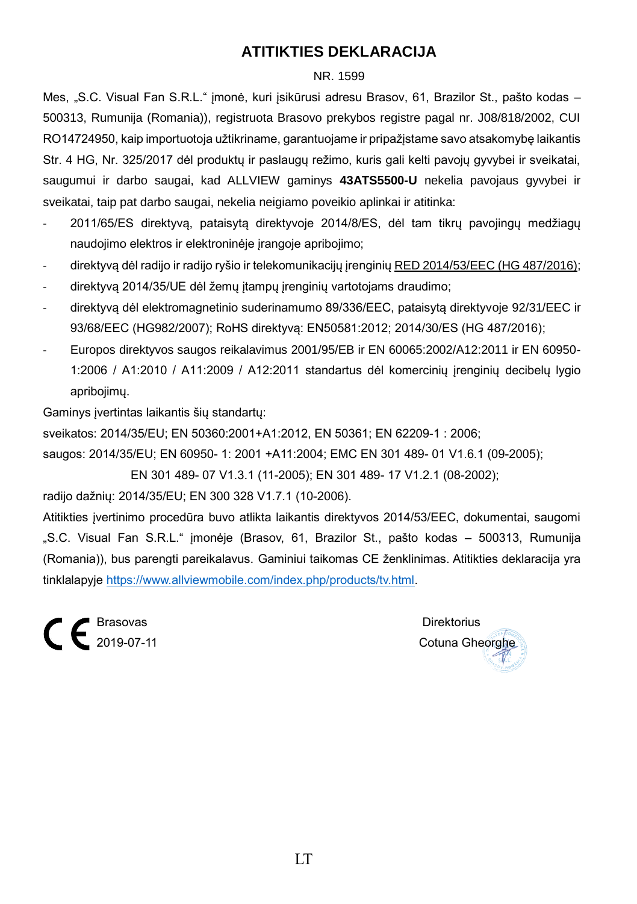# ATITIKTIES DEKLARACIJA

NR. 1599

Mes, „S.C. Visual Fan S.R.L." įmonė, kuri įsikūrusi adresu Brasov, 61, Brazilor St., pašto kodas – 500313, Rumunija (Romania)), registruota Brasovo prekybos registre pagal nr. J08/818/2002, CUI RO14724950, kaip importuotoja užtikriname, garantuojame ir pripažįstame savo atsakomybę laikantis Str. 4 HG, Nr. 325/2017 dėl produktų ir paslaugų režimo, kuris gali kelti pavojų gyvybei ir sveikatai, saugumui ir darbo saugai, kad ALLVIEW gaminys **43ATS5500-U** nekelia pavojaus gyvybei ir sveikatai, taip pat darbo saugai, nekelia neigiamo poveikio aplinkai ir atitinka:

- 2011/65/ES direktyvą, pataisytą direktyvoje 2014/8/ES, dėl tam tikrų pavojingų medžiagų naudojimo elektros ir elektroninėje įrangoje apribojimo;
- direktyvą dėl radijo ir radijo ryšio ir telekomunikacijų įrenginių RED 2014/53/EEC (HG 487/2016);
- direktyvą 2014/35/UE dėl žemų įtampų įrenginių vartotojams draudimo;
- direktyvą dėl elektromagnetinio suderinamumo 89/336/EEC, pataisytą direktyvoje 92/31/EEC ir 93/68/EEC (HG982/2007); RoHS direktyvą: EN50581:2012; 2014/30/ES (HG 487/2016);
- Europos direktyvos saugos reikalavimus 2001/95/EB ir EN 60065:2002/A12:2011 ir EN 60950-1:2006 / A1:2010 / A11:2009 / A12:2011 standartus dėl komercinių įrenginių decibelų lygio apribojimų.

Gaminys įvertintas laikantis šių standartų:

sveikatos: 2014/35/EU; EN 50360:2001+A1:2012, EN 50361; EN 62209-1 : 2006;

saugos: 2014/35/EU; EN 60950- 1: 2001 +A11:2004; EMC EN 301 489- 01 V1.6.1 (09-2005);

EN 301 489- 07 V1.3.1 (11-2005); EN 301 489- 17 V1.2.1 (08-2002);

radijo dažnių: 2014/35/EU; EN 300 328 V1.7.1 (10-2006).

Atitikties įvertinimo procedūra buvo atlikta laikantis direktyvos 2014/53/EEC, dokumentai, saugomi „S.C. Visual Fan S.R.L." įmonėje (Brasov, 61, Brazilor St., pašto kodas – 500313, Rumunija (Romania)), bus parengti pareikalavus. Gaminiui taikomas CE ženklinimas. Atitikties deklaracija yra tinklalapyje https://www.allviewmobile.com/index.php/products/tv.html.

CE

Brasovas
2019-07-11

Direktorius
Cotuna Gheorghe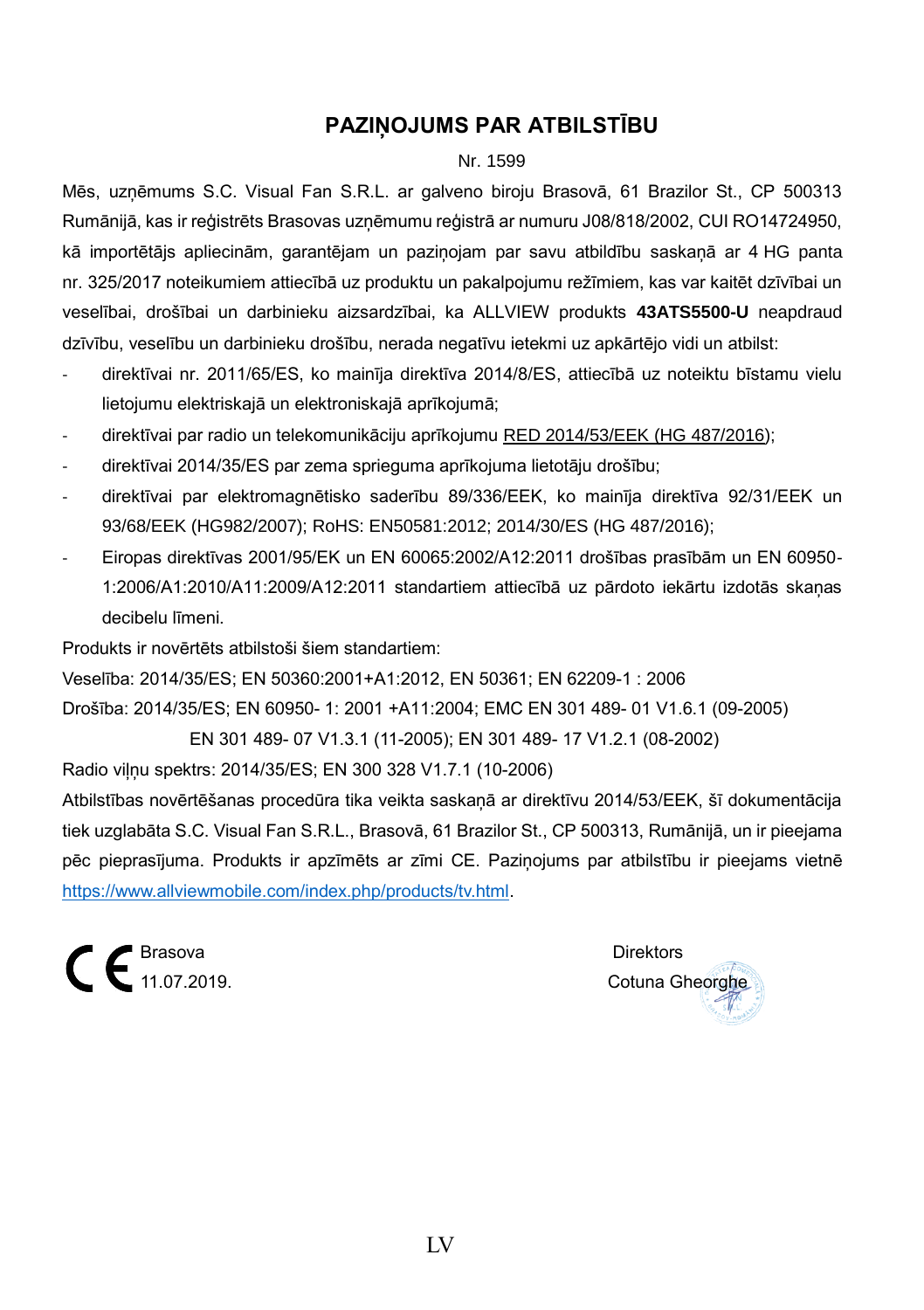# PAZIŅOJUMS PAR ATBILSTĪBU

Nr. 1599

Mēs, uzņēmums S.C. Visual Fan S.R.L. ar galveno biroju Brasovā, 61 Brazilor St., CP 500313 Rumānijā, kas ir reģistrēts Brasovas uzņēmumu reģistrā ar numuru J08/818/2002, CUI RO14724950, kā importētājs apliecinām, garantējam un paziņojam par savu atbildību saskaņā ar 4 HG panta nr. 325/2017 noteikumiem attiecībā uz produktu un pakalpojumu režīmiem, kas var kaitēt dzīvībai un veselībai, drošībai un darbinieku aizsardzībai, ka ALLVIEW produkts **43ATS5500-U** neapdraud dzīvību, veselību un darbinieku drošību, nerada negatīvu ietekmi uz apkārtējo vidi un atbilst:

- direktīvai nr. 2011/65/ES, ko mainīja direktīva 2014/8/ES, attiecībā uz noteiktu bīstamu vielu lietojumu elektriskajā un elektroniskajā aprīkojumā;
- direktīvai par radio un telekomunikāciju aprīkojumu RED 2014/53/EEK (HG 487/2016);
- direktīvai 2014/35/ES par zema sprieguma aprīkojuma lietotāju drošību;
- direktīvai par elektromagnētisko saderību 89/336/EEK, ko mainīja direktīva 92/31/EEK un 93/68/EEK (HG982/2007); RoHS: EN50581:2012; 2014/30/ES (HG 487/2016);
- Eiropas direktīvas 2001/95/EK un EN 60065:2002/A12:2011 drošības prasībām un EN 60950-1:2006/A1:2010/A11:2009/A12:2011 standartiem attiecībā uz pārdoto iekārtu izdotās skaņas decibelu līmeni.

Produkts ir novērtēts atbilstoši šiem standartiem:

Veselība: 2014/35/ES; EN 50360:2001+A1:2012, EN 50361; EN 62209-1 : 2006

Drošība: 2014/35/ES; EN 60950- 1: 2001 +A11:2004; EMC EN 301 489- 01 V1.6.1 (09-2005)

EN 301 489- 07 V1.3.1 (11-2005); EN 301 489- 17 V1.2.1 (08-2002)

Radio viļņu spektrs: 2014/35/ES; EN 300 328 V1.7.1 (10-2006)

Atbilstības novērtēšanas procedūra tika veikta saskaņā ar direktīvu 2014/53/EEK, šī dokumentācija tiek uzglabāta S.C. Visual Fan S.R.L., Brasovā, 61 Brazilor St., CP 500313, Rumānijā, un ir pieejama pēc pieprasījuma. Produkts ir apzīmēts ar zīmi CE. Paziņojums par atbilstību ir pieejams vietnē https://www.allviewmobile.com/index.php/products/tv.html.

CE Brasova
11.07.2019.

Direktors
Cotuna Gheorghe

LV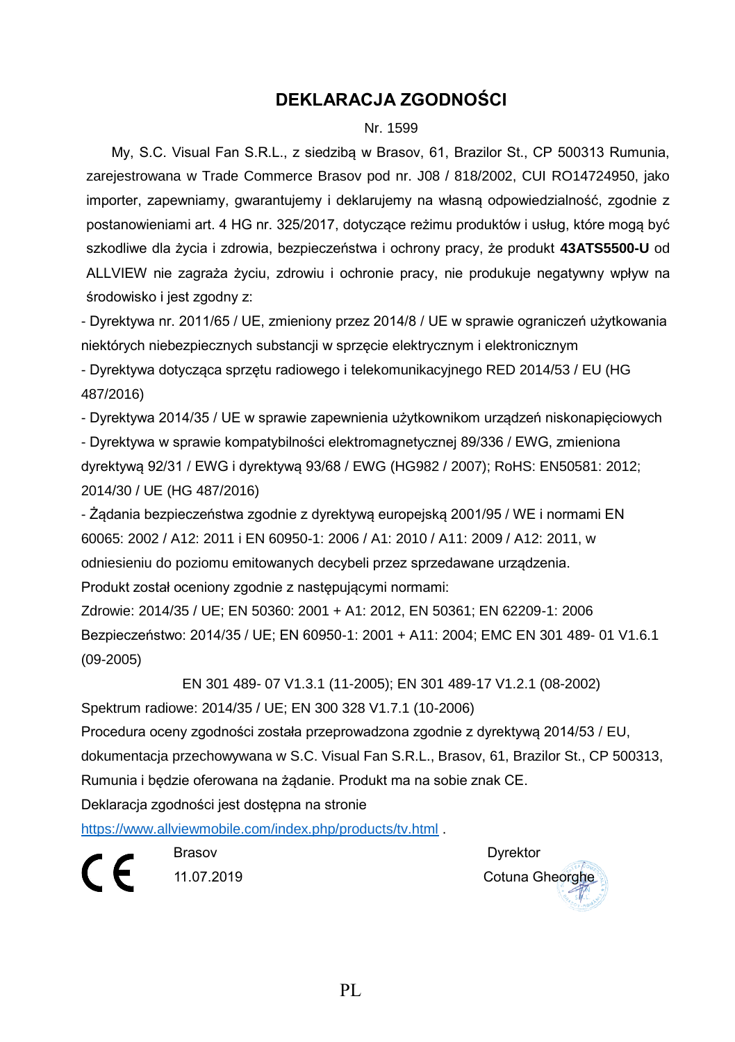# DEKLARACJA ZGODNOŚCI

Nr. 1599

My, S.C. Visual Fan S.R.L., z siedzibą w Brasov, 61, Brazilor St., CP 500313 Rumunia, zarejestrowana w Trade Commerce Brasov pod nr. J08 / 818/2002, CUI RO14724950, jako importer, zapewniamy, gwarantujemy i deklarujemy na własną odpowiedzialność, zgodnie z postanowieniami art. 4 HG nr. 325/2017, dotyczące reżimu produktów i usług, które mogą być szkodliwe dla życia i zdrowia, bezpieczeństwa i ochrony pracy, że produkt **43ATS5500-U** od ALLVIEW nie zagraża życiu, zdrowiu i ochronie pracy, nie produkuje negatywny wpływ na środowisko i jest zgodny z:

- Dyrektywa nr. 2011/65 / UE, zmieniony przez 2014/8 / UE w sprawie ograniczeń użytkowania niektórych niebezpiecznych substancji w sprzęcie elektrycznym i elektronicznym
- Dyrektywa dotycząca sprzętu radiowego i telekomunikacyjnego RED 2014/53 / EU (HG 487/2016)
- Dyrektywa 2014/35 / UE w sprawie zapewnienia użytkownikom urządzeń niskonapięciowych
- Dyrektywa w sprawie kompatybilności elektromagnetycznej 89/336 / EWG, zmieniona dyrektywą 92/31 / EWG i dyrektywą 93/68 / EWG (HG982 / 2007); RoHS: EN50581: 2012; 2014/30 / UE (HG 487/2016)
- Żądania bezpieczeństwa zgodnie z dyrektywą europejską 2001/95 / WE i normami EN 60065: 2002 / A12: 2011 i EN 60950-1: 2006 / A1: 2010 / A11: 2009 / A12: 2011, w odniesieniu do poziomu emitowanych decybeli przez sprzedawane urządzenia.

Produkt został oceniony zgodnie z następującymi normami:

Zdrowie: 2014/35 / UE; EN 50360: 2001 + A1: 2012, EN 50361; EN 62209-1: 2006

Bezpieczeństwo: 2014/35 / UE; EN 60950-1: 2001 + A11: 2004; EMC EN 301 489- 01 V1.6.1 (09-2005)

EN 301 489- 07 V1.3.1 (11-2005); EN 301 489-17 V1.2.1 (08-2002)

Spektrum radiowe: 2014/35 / UE; EN 300 328 V1.7.1 (10-2006)

Procedura oceny zgodności została przeprowadzona zgodnie z dyrektywą 2014/53 / EU, dokumentacja przechowywana w S.C. Visual Fan S.R.L., Brasov, 61, Brazilor St., CP 500313, Rumunia i będzie oferowana na żądanie. Produkt ma na sobie znak CE.

Deklaracja zgodności jest dostępna na stronie

https://www.allviewmobile.com/index.php/products/tv.html .

CE

Brasov
11.07.2019

Dyrektor
Cotuna Gheorghe

PL